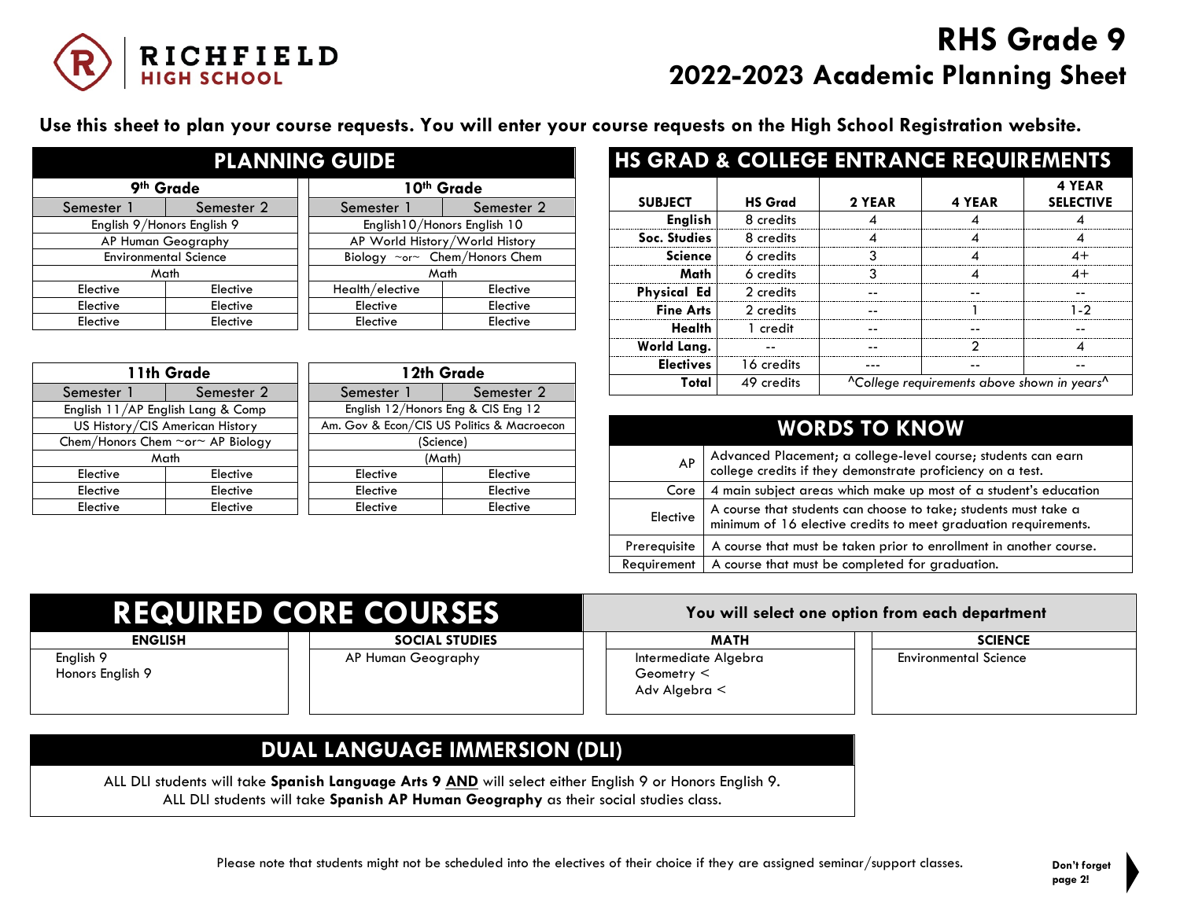# RICHFIELD HIGH SCHOOL

# RHS Grade 9
# 2022-2023 Academic Planning Sheet

**Use this sheet to plan your course requests. You will enter your course requests on the High School Registration website.**

## PLANNING GUIDE

| 9th Grade | |
|---|---|
| **Semester 1** | **Semester 2** |
| English 9/Honors English 9 | |
| AP Human Geography | |
| Environmental Science | |
| Math | |
| Elective | Elective |
| Elective | Elective |
| Elective | Elective |

| 10th Grade | |
|---|---|
| **Semester 1** | **Semester 2** |
| English10/Honors English 10 | |
| AP World History/World History | |
| Biology ~or~ Chem/Honors Chem | |
| Math | |
| Health/elective | Elective |
| Elective | Elective |
| Elective | Elective |

| 11th Grade | |
|---|---|
| **Semester 1** | **Semester 2** |
| English 11/AP English Lang & Comp | |
| US History/CIS American History | |
| Chem/Honors Chem ~or~ AP Biology | |
| Math | |
| Elective | Elective |
| Elective | Elective |
| Elective | Elective |

| 12th Grade | |
|---|---|
| **Semester 1** | **Semester 2** |
| English 12/Honors Eng & CIS Eng 12 | |
| Am. Gov & Econ/CIS US Politics & Macroecon | |
| (Science) | |
| (Math) | |
| Elective | Elective |
| Elective | Elective |
| Elective | Elective |

## HS GRAD & COLLEGE ENTRANCE REQUIREMENTS

| SUBJECT | HS Grad | 2 YEAR | 4 YEAR | 4 YEAR SELECTIVE |
|---|---|---|---|---|
| **English** | 8 credits | 4 | 4 | 4 |
| **Soc. Studies** | 8 credits | 4 | 4 | 4 |
| **Science** | 6 credits | 3 | 4 | 4+ |
| **Math** | 6 credits | 3 | 4 | 4+ |
| **Physical Ed** | 2 credits | -- | -- | -- |
| **Fine Arts** | 2 credits | -- | 1 | 1-2 |
| **Health** | 1 credit | -- | -- | -- |
| **World Lang.** | -- | -- | 2 | 4 |
| **Electives** | 16 credits | --- | -- | -- |
| **Total** | 49 credits | *^College requirements above shown in years^* | | |

## WORDS TO KNOW

| | |
|---|---|
| AP | Advanced Placement; a college-level course; students can earn college credits if they demonstrate proficiency on a test. |
| Core | 4 main subject areas which make up most of a student's education |
| Elective | A course that students can choose to take; students must take a minimum of 16 elective credits to meet graduation requirements. |
| Prerequisite | A course that must be taken prior to enrollment in another course. |
| Requirement | A course that must be completed for graduation. |

## REQUIRED CORE COURSES

**You will select one option from each department**

| ENGLISH | SOCIAL STUDIES | MATH | SCIENCE |
|---|---|---|---|
| English 9<br>Honors English 9 | AP Human Geography | Intermediate Algebra<br>Geometry <<br>Adv Algebra < | Environmental Science |

## DUAL LANGUAGE IMMERSION (DLI)

ALL DLI students will take **Spanish Language Arts 9** **AND** will select either English 9 or Honors English 9.
ALL DLI students will take **Spanish AP Human Geography** as their social studies class.

Please note that students might not be scheduled into the electives of their choice if they are assigned seminar/support classes.

**Don't forget page 2!**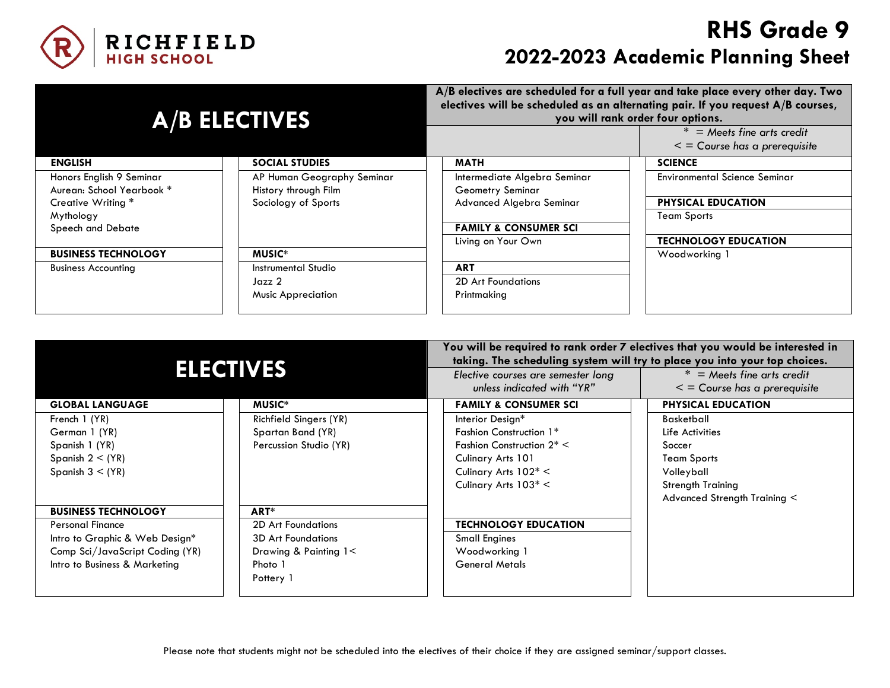# RHS Grade 9
## 2022-2023 Academic Planning Sheet

## A/B ELECTIVES

**A/B electives are scheduled for a full year and take place every other day. Two electives will be scheduled as an alternating pair. If you request A/B courses, you will rank order four options.**

*\* = Meets fine arts credit*
*< = Course has a prerequisite*

**ENGLISH**
- Honors English 9 Seminar
- Aurean: School Yearbook *
- Creative Writing *
- Mythology
- Speech and Debate

**BUSINESS TECHNOLOGY**
- Business Accounting

**SOCIAL STUDIES**
- AP Human Geography Seminar
- History through Film
- Sociology of Sports

**MUSIC***
- Instrumental Studio
- Jazz 2
- Music Appreciation

**MATH**
- Intermediate Algebra Seminar
- Geometry Seminar
- Advanced Algebra Seminar

**FAMILY & CONSUMER SCI**
- Living on Your Own

**ART**
- 2D Art Foundations
- Printmaking

**SCIENCE**
- Environmental Science Seminar

**PHYSICAL EDUCATION**
- Team Sports

**TECHNOLOGY EDUCATION**
- Woodworking 1

## ELECTIVES

**You will be required to rank order 7 electives that you would be interested in taking. The scheduling system will try to place you into your top choices.**

*Elective courses are semester long unless indicated with "YR"*

*\* = Meets fine arts credit*
*< = Course has a prerequisite*

**GLOBAL LANGUAGE**
- French 1 (YR)
- German 1 (YR)
- Spanish 1 (YR)
- Spanish 2 < (YR)
- Spanish 3 < (YR)

**BUSINESS TECHNOLOGY**
- Personal Finance
- Intro to Graphic & Web Design*
- Comp Sci/JavaScript Coding (YR)
- Intro to Business & Marketing

**MUSIC***
- Richfield Singers (YR)
- Spartan Band (YR)
- Percussion Studio (YR)

**ART***
- 2D Art Foundations
- 3D Art Foundations
- Drawing & Painting 1<
- Photo 1
- Pottery 1

**FAMILY & CONSUMER SCI**
- Interior Design*
- Fashion Construction 1*
- Fashion Construction 2* <
- Culinary Arts 101
- Culinary Arts 102* <
- Culinary Arts 103* <

**TECHNOLOGY EDUCATION**
- Small Engines
- Woodworking 1
- General Metals

**PHYSICAL EDUCATION**
- Basketball
- Life Activities
- Soccer
- Team Sports
- Volleyball
- Strength Training
- Advanced Strength Training <

Please note that students might not be scheduled into the electives of their choice if they are assigned seminar/support classes.